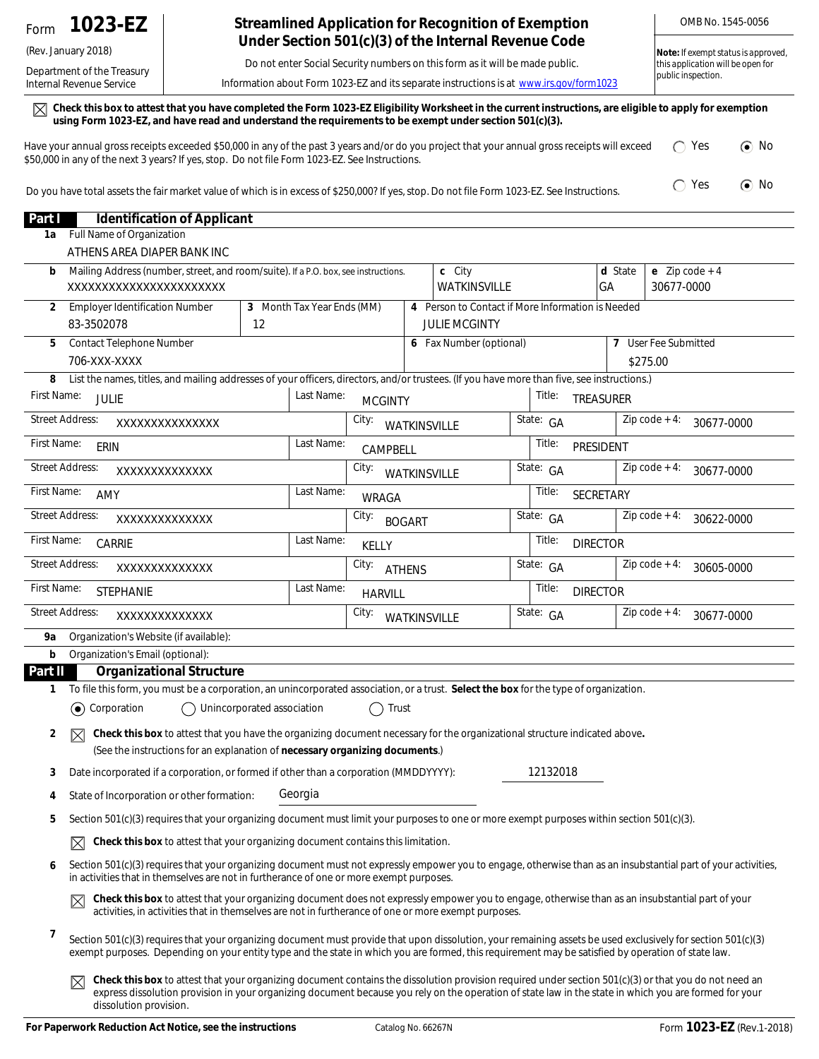Form **1023-EZ**

(Rev. January 2018)

Department of the Treasury
Internal Revenue Service

# Streamlined Application for Recognition of Exemption Under Section 501(c)(3) of the Internal Revenue Code

Do not enter Social Security numbers on this form as it will be made public.

Information about Form 1023-EZ and its separate instructions is at www.irs.gov/form1023

OMB No. 1545-0056

**Note:** If exempt status is approved, this application will be open for public inspection.

☒ **Check this box to attest that you have completed the Form 1023-EZ Eligibility Worksheet in the current instructions, are eligible to apply for exemption using Form 1023-EZ, and have read and understand the requirements to be exempt under section 501(c)(3).**

Have your annual gross receipts exceeded $50,000 in any of the past 3 years and/or do you project that your annual gross receipts will exceed $50,000 in any of the next 3 years? If yes, stop. Do not file Form 1023-EZ. See Instructions. ○ Yes ◉ No

Do you have total assets the fair market value of which is in excess of $250,000? If yes, stop. Do not file Form 1023-EZ. See Instructions. ○ Yes ◉ No

## Part I Identification of Applicant

**1a** Full Name of Organization: ATHENS AREA DIAPER BANK INC

| **b** Mailing Address (number, street, and room/suite). If a P.O. box, see instructions. | **c** City | **d** State | **e** Zip code + 4 |
|---|---|---|---|
| XXXXXXXXXXXXXXXXXXXXXX | WATKINSVILLE | GA | 30677-0000 |

| **2** Employer Identification Number | **3** Month Tax Year Ends (MM) | **4** Person to Contact if More Information is Needed |
|---|---|---|
| 83-3502078 | 12 | JULIE MCGINTY |

| **5** Contact Telephone Number | **6** Fax Number (optional) | **7** User Fee Submitted |
|---|---|---|
| 706-XXX-XXXX | | $275.00 |

**8** List the names, titles, and mailing addresses of your officers, directors, and/or trustees. (If you have more than five, see instructions.)

| First Name | Last Name | Title | Street Address | City | State | Zip code + 4 |
|---|---|---|---|---|---|---|
| JULIE | MCGINTY | TREASURER | XXXXXXXXXXXXXX | WATKINSVILLE | GA | 30677-0000 |
| ERIN | CAMPBELL | PRESIDENT | XXXXXXXXXXXXX | WATKINSVILLE | GA | 30677-0000 |
| AMY | WRAGA | SECRETARY | XXXXXXXXXXXXX | BOGART | GA | 30622-0000 |
| CARRIE | KELLY | DIRECTOR | XXXXXXXXXXXXX | ATHENS | GA | 30605-0000 |
| STEPHANIE | HARVILL | DIRECTOR | XXXXXXXXXXXXX | WATKINSVILLE | GA | 30677-0000 |

**9a** Organization's Website (if available):

**b** Organization's Email (optional):

## Part II Organizational Structure

**1** To file this form, you must be a corporation, an unincorporated association, or a trust. **Select the box** for the type of organization.

◉ Corporation ○ Unincorporated association ○ Trust

**2** ☒ **Check this box** to attest that you have the organizing document necessary for the organizational structure indicated above. (See the instructions for an explanation of **necessary organizing documents**.)

**3** Date incorporated if a corporation, or formed if other than a corporation (MMDDYYYY): 12132018

**4** State of Incorporation or other formation: Georgia

**5** Section 501(c)(3) requires that your organizing document must limit your purposes to one or more exempt purposes within section 501(c)(3).

☒ **Check this box** to attest that your organizing document contains this limitation.

**6** Section 501(c)(3) requires that your organizing document must not expressly empower you to engage, otherwise than as an insubstantial part of your activities, in activities that in themselves are not in furtherance of one or more exempt purposes.

☒ **Check this box** to attest that your organizing document does not expressly empower you to engage, otherwise than as an insubstantial part of your activities, in activities that in themselves are not in furtherance of one or more exempt purposes.

**7** Section 501(c)(3) requires that your organizing document must provide that upon dissolution, your remaining assets be used exclusively for section 501(c)(3) exempt purposes. Depending on your entity type and the state in which you are formed, this requirement may be satisfied by operation of state law.

☒ **Check this box** to attest that your organizing document contains the dissolution provision required under section 501(c)(3) or that you do not need an express dissolution provision in your organizing document because you rely on the operation of state law in the state in which you are formed for your dissolution provision.

**For Paperwork Reduction Act Notice, see the instructions** Catalog No. 66267N Form **1023-EZ** (Rev.1-2018)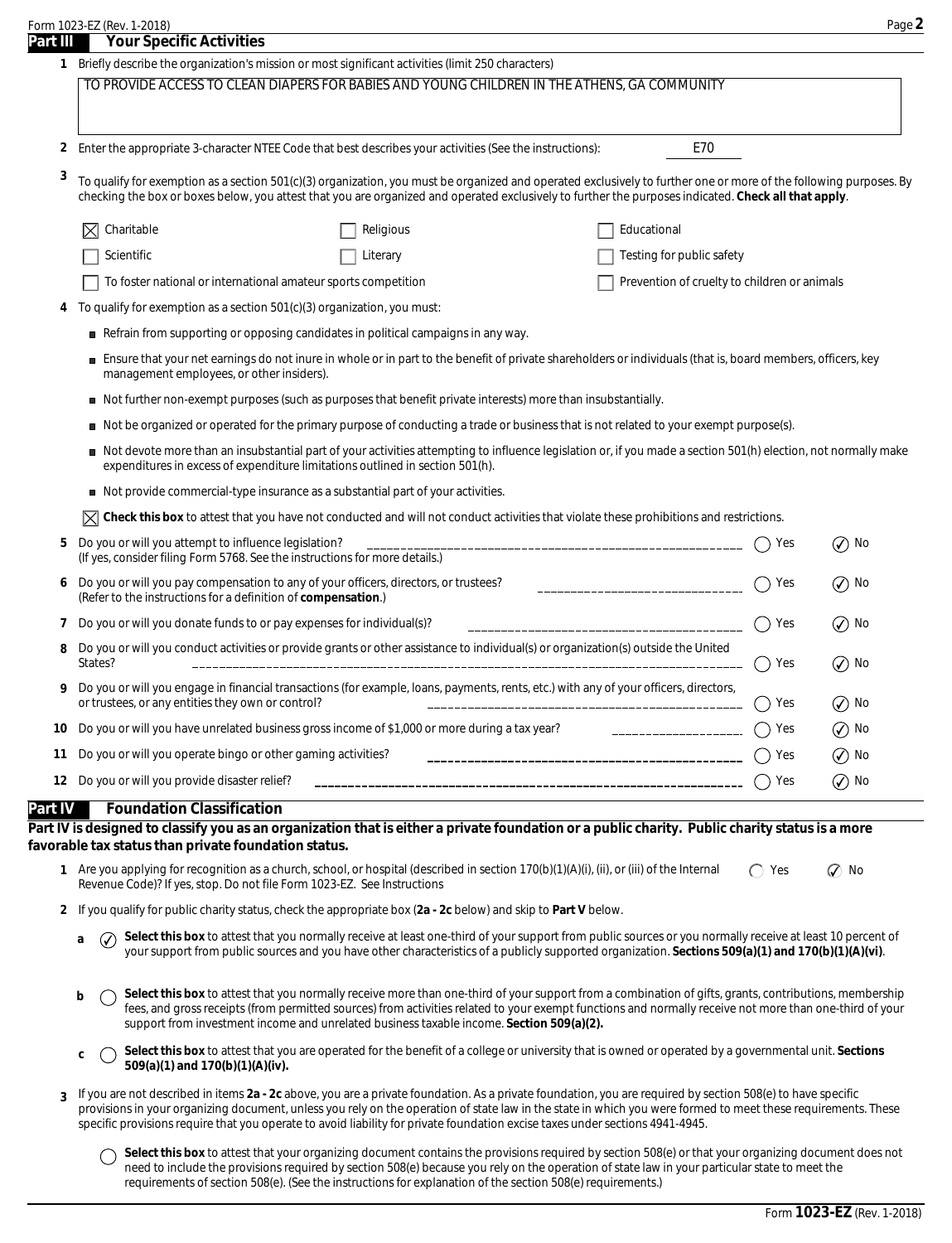## Part III Your Specific Activities

**1** Briefly describe the organization's mission or most significant activities (limit 250 characters)

TO PROVIDE ACCESS TO CLEAN DIAPERS FOR BABIES AND YOUNG CHILDREN IN THE ATHENS, GA COMMUNITY

**2** Enter the appropriate 3-character NTEE Code that best describes your activities (See the instructions): E70

**3** To qualify for exemption as a section 501(c)(3) organization, you must be organized and operated exclusively to further one or more of the following purposes. By checking the box or boxes below, you attest that you are organized and operated exclusively to further the purposes indicated. **Check all that apply**.

- [x] Charitable
- [ ] Religious
- [ ] Educational
- [ ] Scientific
- [ ] Literary
- [ ] Testing for public safety
- [ ] To foster national or international amateur sports competition
- [ ] Prevention of cruelty to children or animals

**4** To qualify for exemption as a section 501(c)(3) organization, you must:

- Refrain from supporting or opposing candidates in political campaigns in any way.
- Ensure that your net earnings do not inure in whole or in part to the benefit of private shareholders or individuals (that is, board members, officers, key management employees, or other insiders).
- Not further non-exempt purposes (such as purposes that benefit private interests) more than insubstantially.
- Not be organized or operated for the primary purpose of conducting a trade or business that is not related to your exempt purpose(s).
- Not devote more than an insubstantial part of your activities attempting to influence legislation or, if you made a section 501(h) election, not normally make expenditures in excess of expenditure limitations outlined in section 501(h).
- Not provide commercial-type insurance as a substantial part of your activities.

- [x] **Check this box** to attest that you have not conducted and will not conduct activities that violate these prohibitions and restrictions.

| | Question | Yes | No |
|---|---|---|---|
| 5 | Do you or will you attempt to influence legislation? (If yes, consider filing Form 5768. See the instructions for more details.) | ○ | ✓ |
| 6 | Do you or will you pay compensation to any of your officers, directors, or trustees? (Refer to the instructions for a definition of **compensation**.) | ○ | ✓ |
| 7 | Do you or will you donate funds to or pay expenses for individual(s)? | ○ | ✓ |
| 8 | Do you or will you conduct activities or provide grants or other assistance to individual(s) or organization(s) outside the United States? | ○ | ✓ |
| 9 | Do you or will you engage in financial transactions (for example, loans, payments, rents, etc.) with any of your officers, directors, or trustees, or any entities they own or control? | ○ | ✓ |
| 10 | Do you or will you have unrelated business gross income of $1,000 or more during a tax year? | ○ | ✓ |
| 11 | Do you or will you operate bingo or other gaming activities? | ○ | ✓ |
| 12 | Do you or will you provide disaster relief? | ○ | ✓ |

## Part IV Foundation Classification

**Part IV is designed to classify you as an organization that is either a private foundation or a public charity. Public charity status is a more favorable tax status than private foundation status.**

**1** Are you applying for recognition as a church, school, or hospital (described in section 170(b)(1)(A)(i), (ii), or (iii) of the Internal Revenue Code)? If yes, stop. Do not file Form 1023-EZ. See Instructions ○ Yes ✓ No

**2** If you qualify for public charity status, check the appropriate box (**2a - 2c** below) and skip to **Part V** below.

**a** ✓ **Select this box** to attest that you normally receive at least one-third of your support from public sources or you normally receive at least 10 percent of your support from public sources and you have other characteristics of a publicly supported organization. **Sections 509(a)(1) and 170(b)(1)(A)(vi)**.

**b** ○ **Select this box** to attest that you normally receive more than one-third of your support from a combination of gifts, grants, contributions, membership fees, and gross receipts (from permitted sources) from activities related to your exempt functions and normally receive not more than one-third of your support from investment income and unrelated business taxable income. **Section 509(a)(2).**

**c** ○ **Select this box** to attest that you are operated for the benefit of a college or university that is owned or operated by a governmental unit. **Sections 509(a)(1) and 170(b)(1)(A)(iv).**

**3** If you are not described in items **2a - 2c** above, you are a private foundation. As a private foundation, you are required by section 508(e) to have specific provisions in your organizing document, unless you rely on the operation of state law in the state in which you were formed to meet these requirements. These specific provisions require that you operate to avoid liability for private foundation excise taxes under sections 4941-4945.

○ **Select this box** to attest that your organizing document contains the provisions required by section 508(e) or that your organizing document does not need to include the provisions required by section 508(e) because you rely on the operation of state law in your particular state to meet the requirements of section 508(e). (See the instructions for explanation of the section 508(e) requirements.)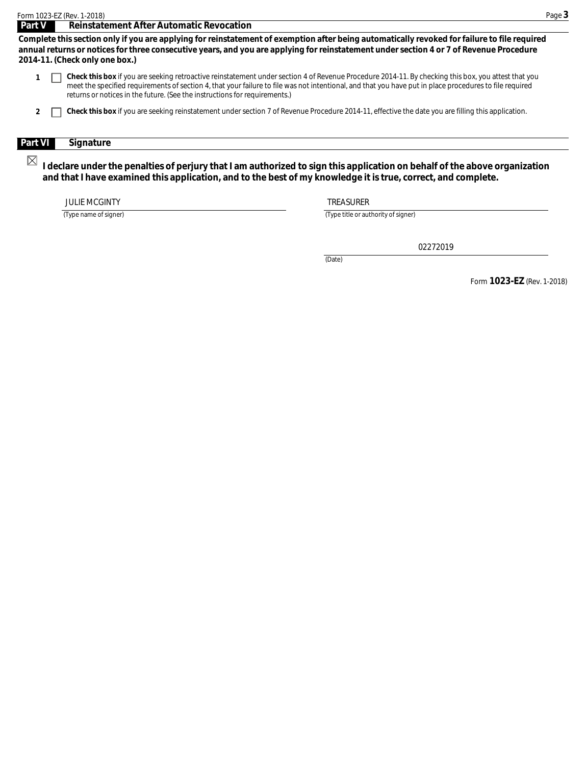## Part V Reinstatement After Automatic Revocation

**Complete this section only if you are applying for reinstatement of exemption after being automatically revoked for failure to file required annual returns or notices for three consecutive years, and you are applying for reinstatement under section 4 or 7 of Revenue Procedure 2014-11. (Check only one box.)**

1 ☐ **Check this box** if you are seeking retroactive reinstatement under section 4 of Revenue Procedure 2014-11. By checking this box, you attest that you meet the specified requirements of section 4, that your failure to file was not intentional, and that you have put in place procedures to file required returns or notices in the future. (See the instructions for requirements.)

2 ☐ **Check this box** if you are seeking reinstatement under section 7 of Revenue Procedure 2014-11, effective the date you are filling this application.

## Part VI Signature

☒ **I declare under the penalties of perjury that I am authorized to sign this application on behalf of the above organization and that I have examined this application, and to the best of my knowledge it is true, correct, and complete.**

JULIE MCGINTY
(Type name of signer)

TREASURER
(Type title or authority of signer)

02272019
(Date)

Form **1023-EZ** (Rev. 1-2018)